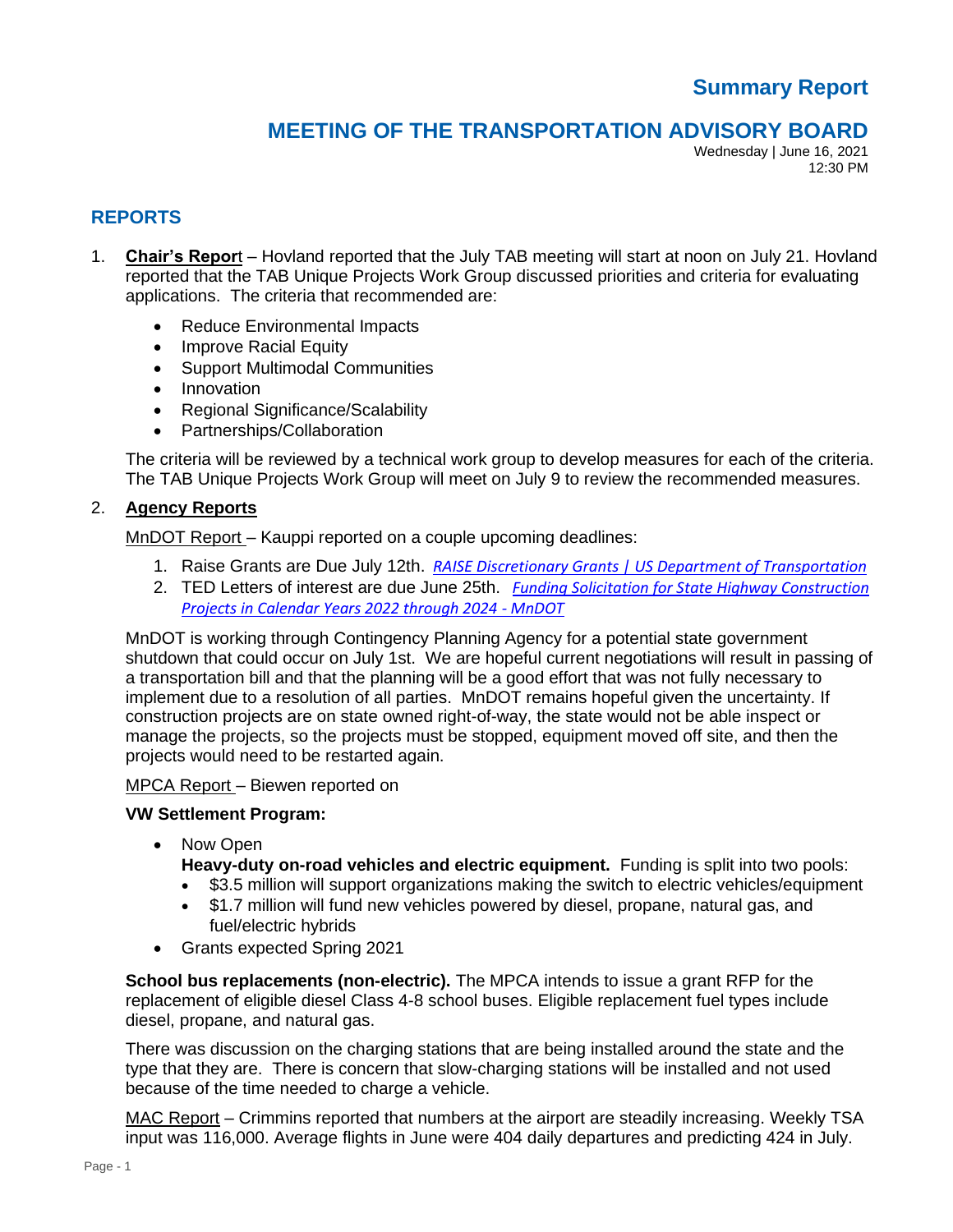# Summary Report

## MEETING OF THE TRANSPORTATION ADVISORY BOARD

Wednesday | June 16, 2021
12:30 PM

## REPORTS

1. **Chair's Report** – Hovland reported that the July TAB meeting will start at noon on July 21. Hovland reported that the TAB Unique Projects Work Group discussed priorities and criteria for evaluating applications. The criteria that recommended are:

    - Reduce Environmental Impacts
    - Improve Racial Equity
    - Support Multimodal Communities
    - Innovation
    - Regional Significance/Scalability
    - Partnerships/Collaboration

    The criteria will be reviewed by a technical work group to develop measures for each of the criteria. The TAB Unique Projects Work Group will meet on July 9 to review the recommended measures.

2. **Agency Reports**

    MnDOT Report – Kauppi reported on a couple upcoming deadlines:

    1. Raise Grants are Due July 12th. *RAISE Discretionary Grants | US Department of Transportation*
    2. TED Letters of interest are due June 25th. *Funding Solicitation for State Highway Construction Projects in Calendar Years 2022 through 2024 - MnDOT*

    MnDOT is working through Contingency Planning Agency for a potential state government shutdown that could occur on July 1st. We are hopeful current negotiations will result in passing of a transportation bill and that the planning will be a good effort that was not fully necessary to implement due to a resolution of all parties. MnDOT remains hopeful given the uncertainty. If construction projects are on state owned right-of-way, the state would not be able inspect or manage the projects, so the projects must be stopped, equipment moved off site, and then the projects would need to be restarted again.

    MPCA Report – Biewen reported on

    **VW Settlement Program:**

    - Now Open
      **Heavy-duty on-road vehicles and electric equipment.** Funding is split into two pools:
      - $3.5 million will support organizations making the switch to electric vehicles/equipment
      - $1.7 million will fund new vehicles powered by diesel, propane, natural gas, and fuel/electric hybrids
    - Grants expected Spring 2021

    **School bus replacements (non-electric).** The MPCA intends to issue a grant RFP for the replacement of eligible diesel Class 4-8 school buses. Eligible replacement fuel types include diesel, propane, and natural gas.

    There was discussion on the charging stations that are being installed around the state and the type that they are. There is concern that slow-charging stations will be installed and not used because of the time needed to charge a vehicle.

    MAC Report – Crimmins reported that numbers at the airport are steadily increasing. Weekly TSA input was 116,000. Average flights in June were 404 daily departures and predicting 424 in July.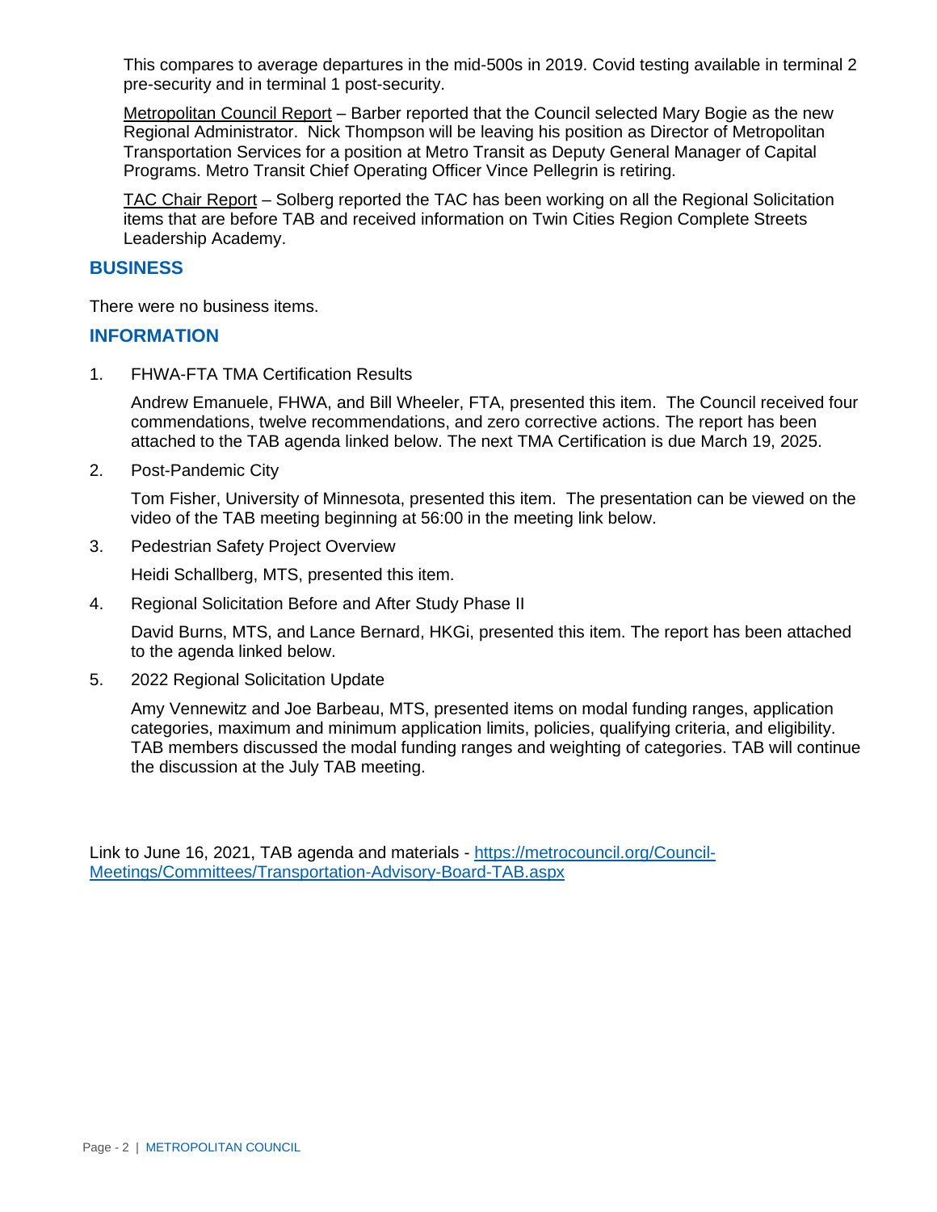This compares to average departures in the mid-500s in 2019. Covid testing available in terminal 2 pre-security and in terminal 1 post-security.

Metropolitan Council Report – Barber reported that the Council selected Mary Bogie as the new Regional Administrator. Nick Thompson will be leaving his position as Director of Metropolitan Transportation Services for a position at Metro Transit as Deputy General Manager of Capital Programs. Metro Transit Chief Operating Officer Vince Pellegrin is retiring.

TAC Chair Report – Solberg reported the TAC has been working on all the Regional Solicitation items that are before TAB and received information on Twin Cities Region Complete Streets Leadership Academy.

## BUSINESS

There were no business items.

## INFORMATION

1. FHWA-FTA TMA Certification Results

   Andrew Emanuele, FHWA, and Bill Wheeler, FTA, presented this item. The Council received four commendations, twelve recommendations, and zero corrective actions. The report has been attached to the TAB agenda linked below. The next TMA Certification is due March 19, 2025.

2. Post-Pandemic City

   Tom Fisher, University of Minnesota, presented this item. The presentation can be viewed on the video of the TAB meeting beginning at 56:00 in the meeting link below.

3. Pedestrian Safety Project Overview

   Heidi Schallberg, MTS, presented this item.

4. Regional Solicitation Before and After Study Phase II

   David Burns, MTS, and Lance Bernard, HKGi, presented this item. The report has been attached to the agenda linked below.

5. 2022 Regional Solicitation Update

   Amy Vennewitz and Joe Barbeau, MTS, presented items on modal funding ranges, application categories, maximum and minimum application limits, policies, qualifying criteria, and eligibility. TAB members discussed the modal funding ranges and weighting of categories. TAB will continue the discussion at the July TAB meeting.

Link to June 16, 2021, TAB agenda and materials - [https://metrocouncil.org/Council-Meetings/Committees/Transportation-Advisory-Board-TAB.aspx](https://metrocouncil.org/Council-Meetings/Committees/Transportation-Advisory-Board-TAB.aspx)